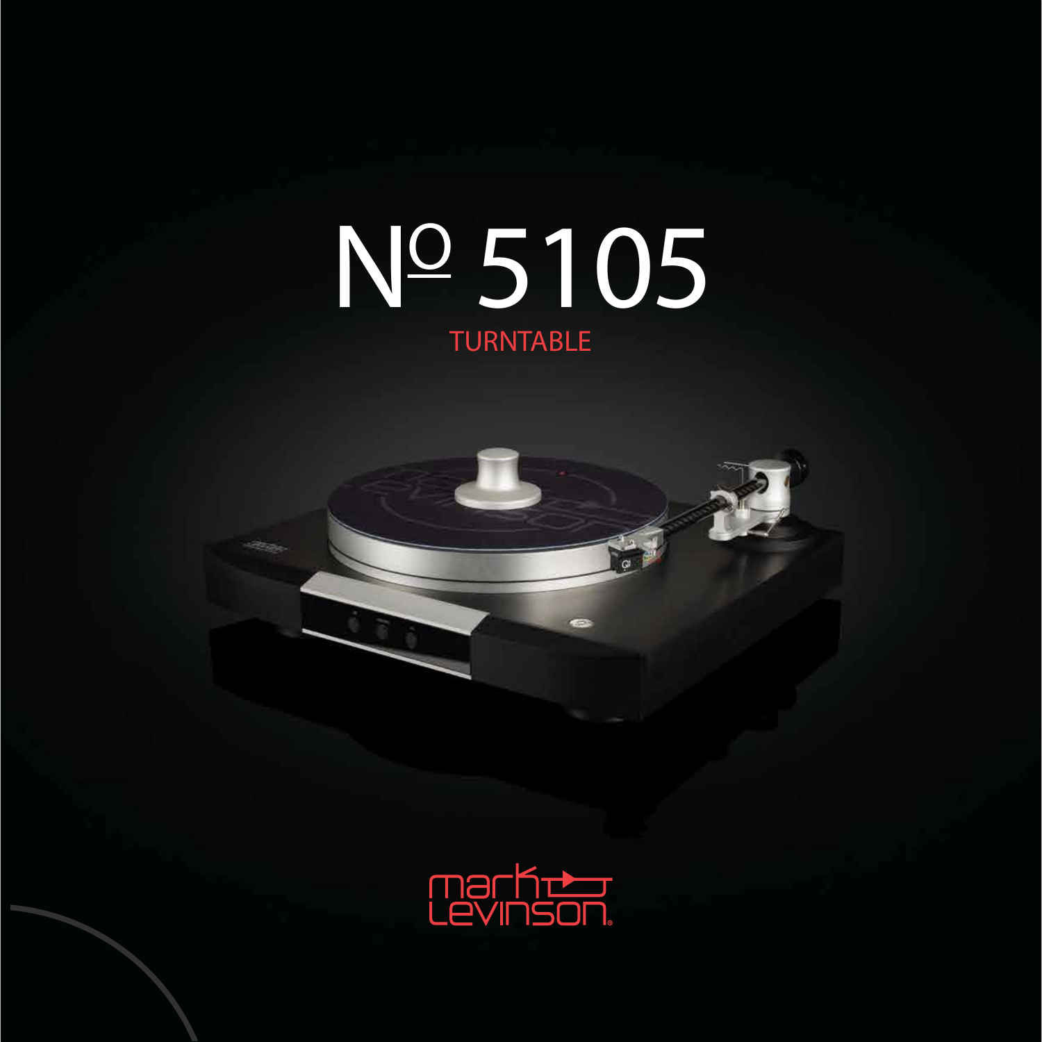# № 5105

TURNTABLE

mark levinson®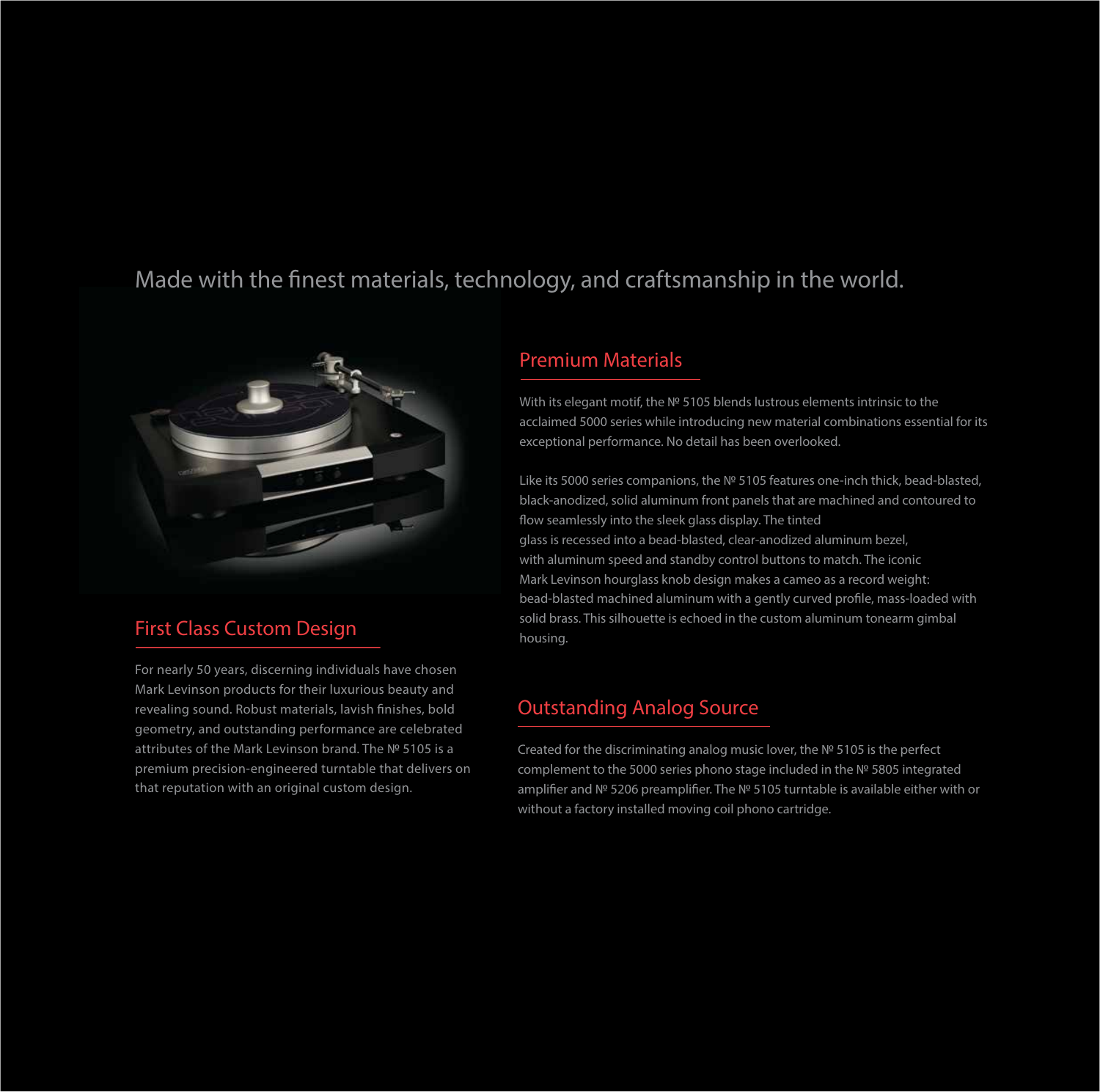Made with the finest materials, technology, and craftsmanship in the world.

## First Class Custom Design

For nearly 50 years, discerning individuals have chosen Mark Levinson products for their luxurious beauty and revealing sound. Robust materials, lavish finishes, bold geometry, and outstanding performance are celebrated attributes of the Mark Levinson brand. The № 5105 is a premium precision-engineered turntable that delivers on that reputation with an original custom design.

## Premium Materials

With its elegant motif, the № 5105 blends lustrous elements intrinsic to the acclaimed 5000 series while introducing new material combinations essential for its exceptional performance. No detail has been overlooked.

Like its 5000 series companions, the № 5105 features one-inch thick, bead-blasted, black-anodized, solid aluminum front panels that are machined and contoured to flow seamlessly into the sleek glass display. The tinted glass is recessed into a bead-blasted, clear-anodized aluminum bezel, with aluminum speed and standby control buttons to match. The iconic Mark Levinson hourglass knob design makes a cameo as a record weight: bead-blasted machined aluminum with a gently curved profile, mass-loaded with solid brass. This silhouette is echoed in the custom aluminum tonearm gimbal housing.

## Outstanding Analog Source

Created for the discriminating analog music lover, the № 5105 is the perfect complement to the 5000 series phono stage included in the № 5805 integrated amplifier and № 5206 preamplifier. The № 5105 turntable is available either with or without a factory installed moving coil phono cartridge.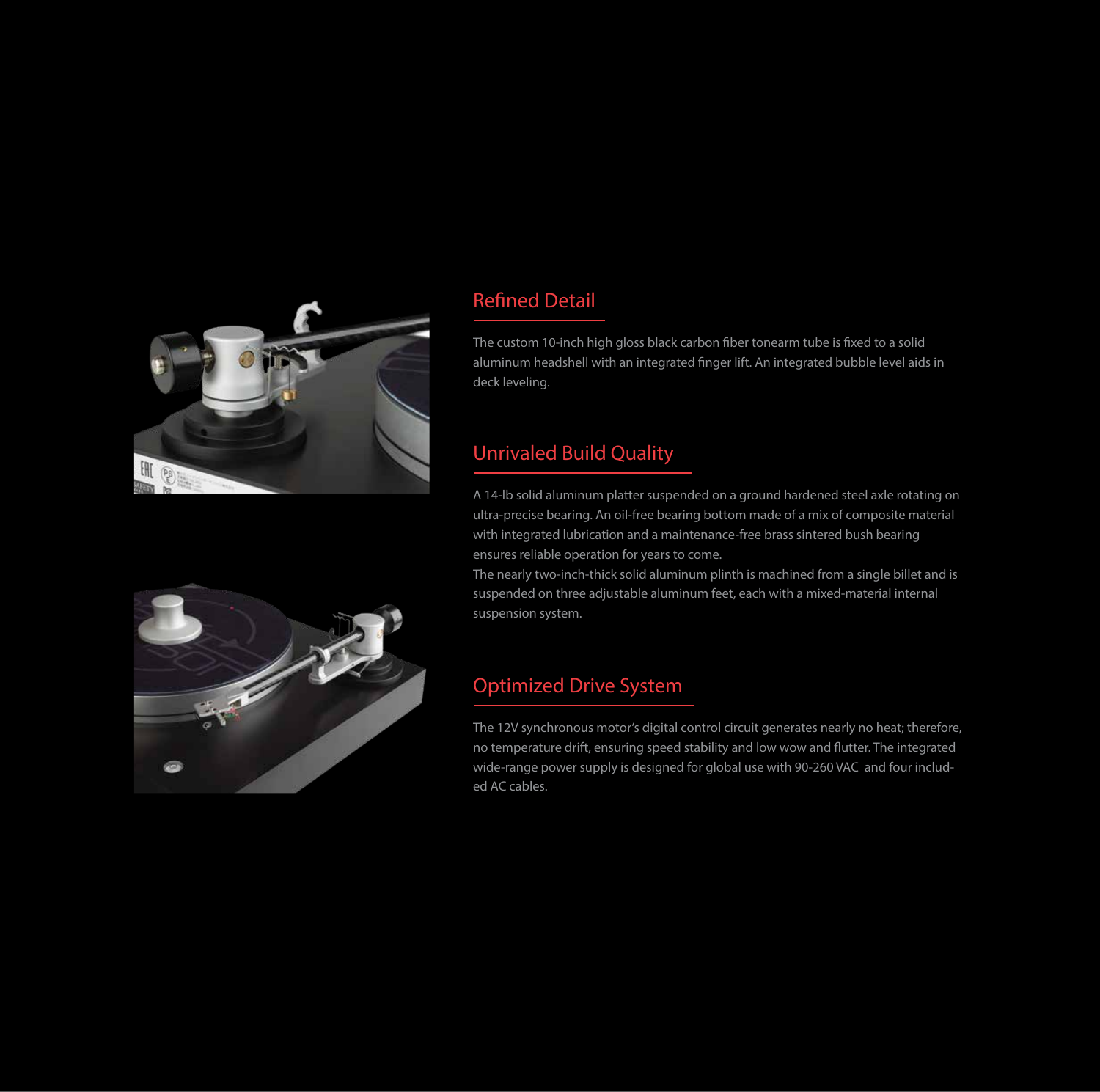## Refined Detail

The custom 10-inch high gloss black carbon fiber tonearm tube is fixed to a solid aluminum headshell with an integrated finger lift. An integrated bubble level aids in deck leveling.

## Unrivaled Build Quality

A 14-lb solid aluminum platter suspended on a ground hardened steel axle rotating on ultra-precise bearing. An oil-free bearing bottom made of a mix of composite material with integrated lubrication and a maintenance-free brass sintered bush bearing ensures reliable operation for years to come.
The nearly two-inch-thick solid aluminum plinth is machined from a single billet and is suspended on three adjustable aluminum feet, each with a mixed-material internal suspension system.

## Optimized Drive System

The 12V synchronous motor's digital control circuit generates nearly no heat; therefore, no temperature drift, ensuring speed stability and low wow and flutter. The integrated wide-range power supply is designed for global use with 90-260 VAC and four included AC cables.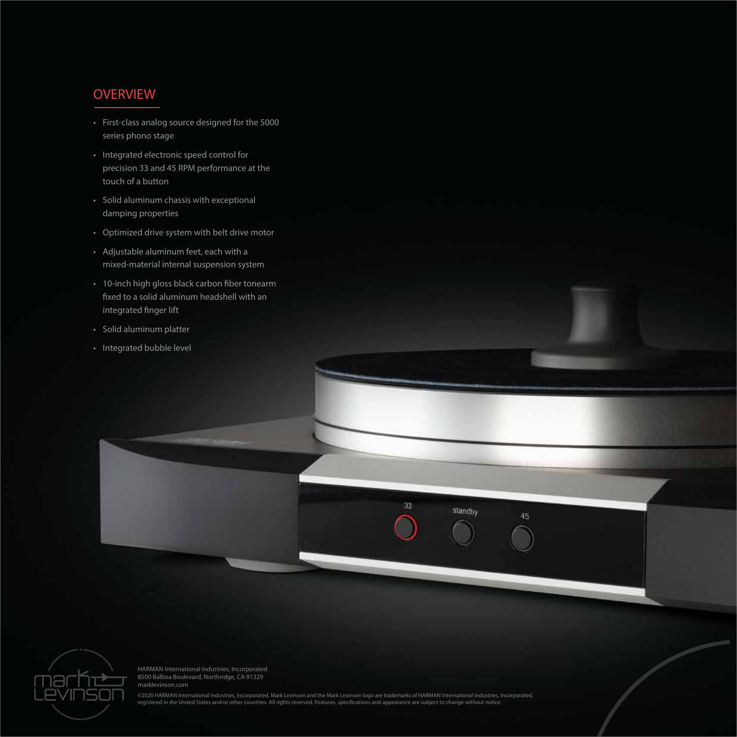## OVERVIEW

- First-class analog source designed for the 5000 series phono stage
- Integrated electronic speed control for precision 33 and 45 RPM performance at the touch of a button
- Solid aluminum chassis with exceptional damping properties
- Optimized drive system with belt drive motor
- Adjustable aluminum feet, each with a mixed-material internal suspension system
- 10-inch high gloss black carbon fiber tonearm fixed to a solid aluminum headshell with an integrated finger lift
- Solid aluminum platter
- Integrated bubble level

HARMAN International Industries, Incorporated
8500 Balboa Boulevard, Northridge, CA 91329
marklevinson.com

©2020 HARMAN International Industries, Incorporated. Mark Levinson and the Mark Levinson logo are trademarks of HARMAN International Industries, Incorporated, registered in the United States and/or other countries. All rights reserved. Features, specifications and appearance are subject to change without notice.